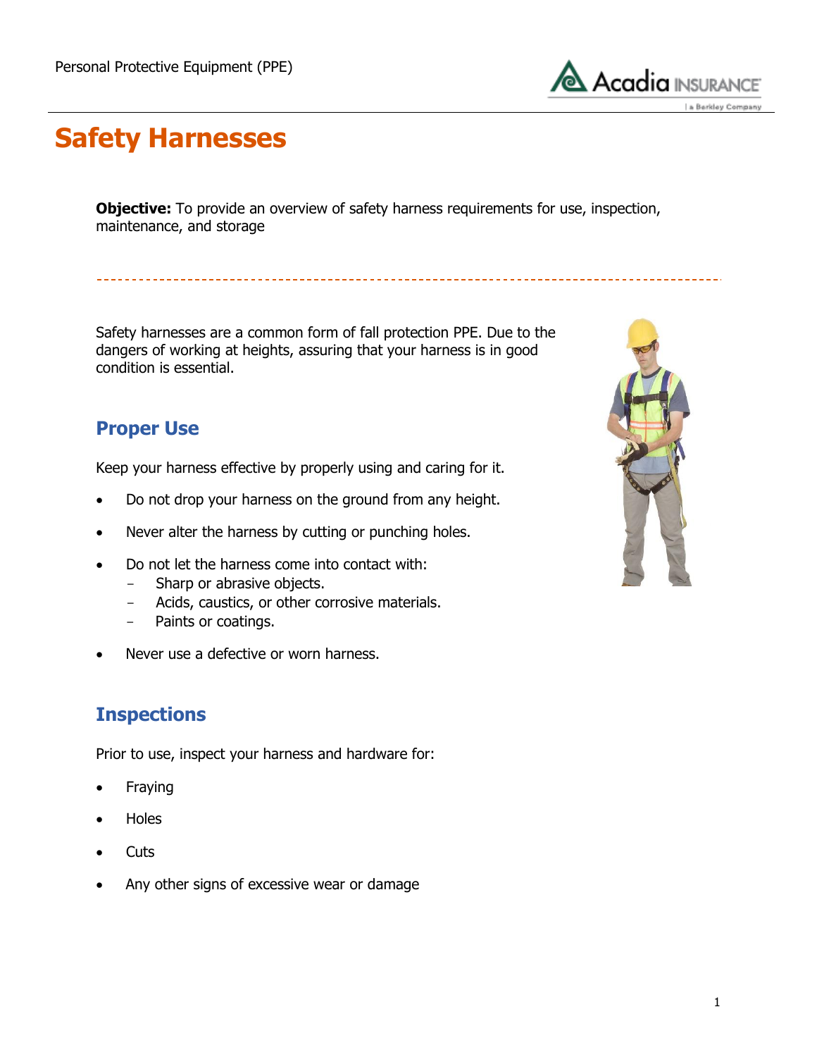# Safety Harnesses

**Objective:** To provide an overview of safety harness requirements for use, inspection, maintenance, and storage

Safety harnesses are a common form of fall protection PPE. Due to the dangers of working at heights, assuring that your harness is in good condition is essential.

## Proper Use

Keep your harness effective by properly using and caring for it.

- Do not drop your harness on the ground from any height.
- Never alter the harness by cutting or punching holes.
- Do not let the harness come into contact with:
  - Sharp or abrasive objects.
  - Acids, caustics, or other corrosive materials.
  - Paints or coatings.
- Never use a defective or worn harness.

## Inspections

Prior to use, inspect your harness and hardware for:

- Fraying
- Holes
- Cuts
- Any other signs of excessive wear or damage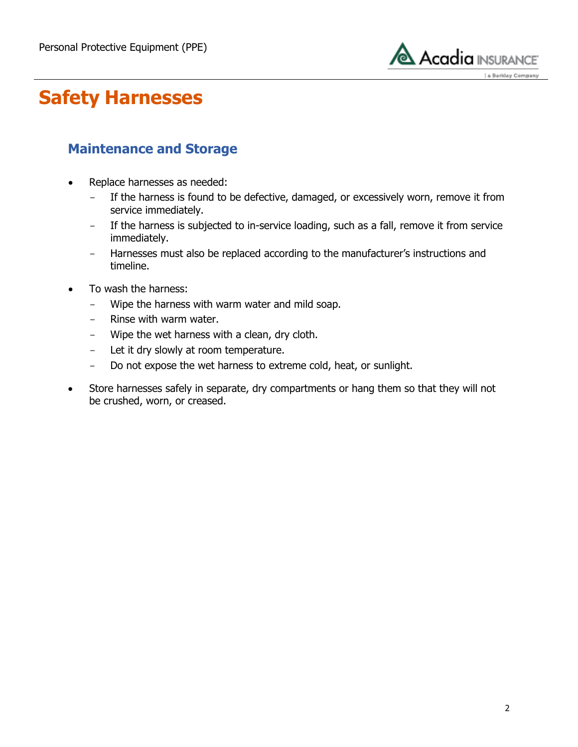# Safety Harnesses

## Maintenance and Storage

- Replace harnesses as needed:
  - If the harness is found to be defective, damaged, or excessively worn, remove it from service immediately.
  - If the harness is subjected to in-service loading, such as a fall, remove it from service immediately.
  - Harnesses must also be replaced according to the manufacturer's instructions and timeline.
- To wash the harness:
  - Wipe the harness with warm water and mild soap.
  - Rinse with warm water.
  - Wipe the wet harness with a clean, dry cloth.
  - Let it dry slowly at room temperature.
  - Do not expose the wet harness to extreme cold, heat, or sunlight.
- Store harnesses safely in separate, dry compartments or hang them so that they will not be crushed, worn, or creased.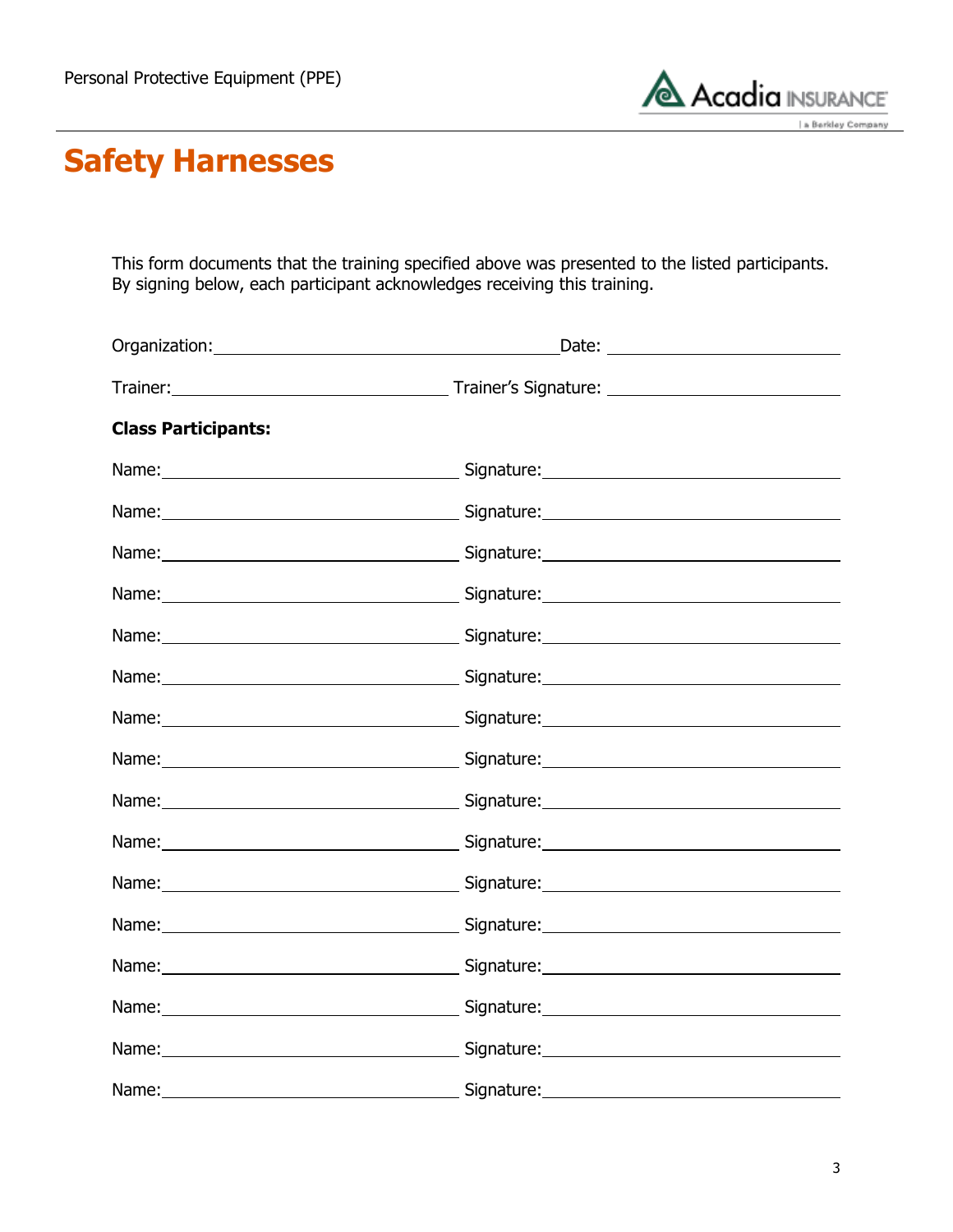# Safety Harnesses

This form documents that the training specified above was presented to the listed participants. By signing below, each participant acknowledges receiving this training.

Organization: ______________________________ Date: ____________________

Trainer: ________________________ Trainer's Signature: ____________________

**Class Participants:**

Name: __________________________ Signature: __________________________

Name: __________________________ Signature: __________________________

Name: __________________________ Signature: __________________________

Name: __________________________ Signature: __________________________

Name: __________________________ Signature: __________________________

Name: __________________________ Signature: __________________________

Name: __________________________ Signature: __________________________

Name: __________________________ Signature: __________________________

Name: __________________________ Signature: __________________________

Name: __________________________ Signature: __________________________

Name: __________________________ Signature: __________________________

Name: __________________________ Signature: __________________________

Name: __________________________ Signature: __________________________

Name: __________________________ Signature: __________________________

Name: __________________________ Signature: __________________________

Name: __________________________ Signature: __________________________